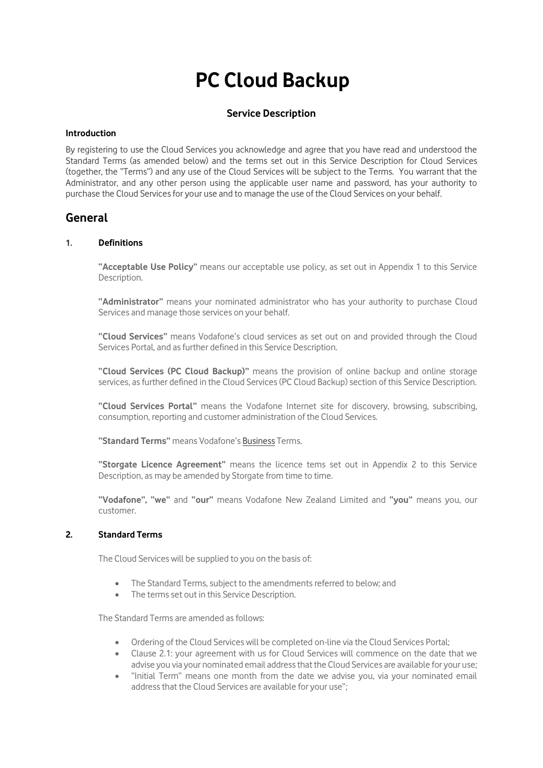# PC Cloud Backup

### Service Description

**Introduction**

By registering to use the Cloud Services you acknowledge and agree that you have read and understood the Standard Terms (as amended below) and the terms set out in this Service Description for Cloud Services (together, the "Terms") and any use of the Cloud Services will be subject to the Terms. You warrant that the Administrator, and any other person using the applicable user name and password, has your authority to purchase the Cloud Services for your use and to manage the use of the Cloud Services on your behalf.

## General

### 1. Definitions

**"Acceptable Use Policy"** means our acceptable use policy, as set out in Appendix 1 to this Service Description.

**"Administrator"** means your nominated administrator who has your authority to purchase Cloud Services and manage those services on your behalf.

**"Cloud Services"** means Vodafone's cloud services as set out on and provided through the Cloud Services Portal, and as further defined in this Service Description.

**"Cloud Services (PC Cloud Backup)"** means the provision of online backup and online storage services, as further defined in the Cloud Services (PC Cloud Backup) section of this Service Description.

**"Cloud Services Portal"** means the Vodafone Internet site for discovery, browsing, subscribing, consumption, reporting and customer administration of the Cloud Services.

**"Standard Terms"** means Vodafone's Business Terms.

**"Storgate Licence Agreement"** means the licence tems set out in Appendix 2 to this Service Description, as may be amended by Storgate from time to time.

**"Vodafone", "we"** and **"our"** means Vodafone New Zealand Limited and **"you"** means you, our customer.

### 2. Standard Terms

The Cloud Services will be supplied to you on the basis of:

- The Standard Terms, subject to the amendments referred to below; and
- The terms set out in this Service Description.

The Standard Terms are amended as follows:

- Ordering of the Cloud Services will be completed on-line via the Cloud Services Portal;
- Clause 2.1: your agreement with us for Cloud Services will commence on the date that we advise you via your nominated email address that the Cloud Services are available for your use;
- "Initial Term" means one month from the date we advise you, via your nominated email address that the Cloud Services are available for your use";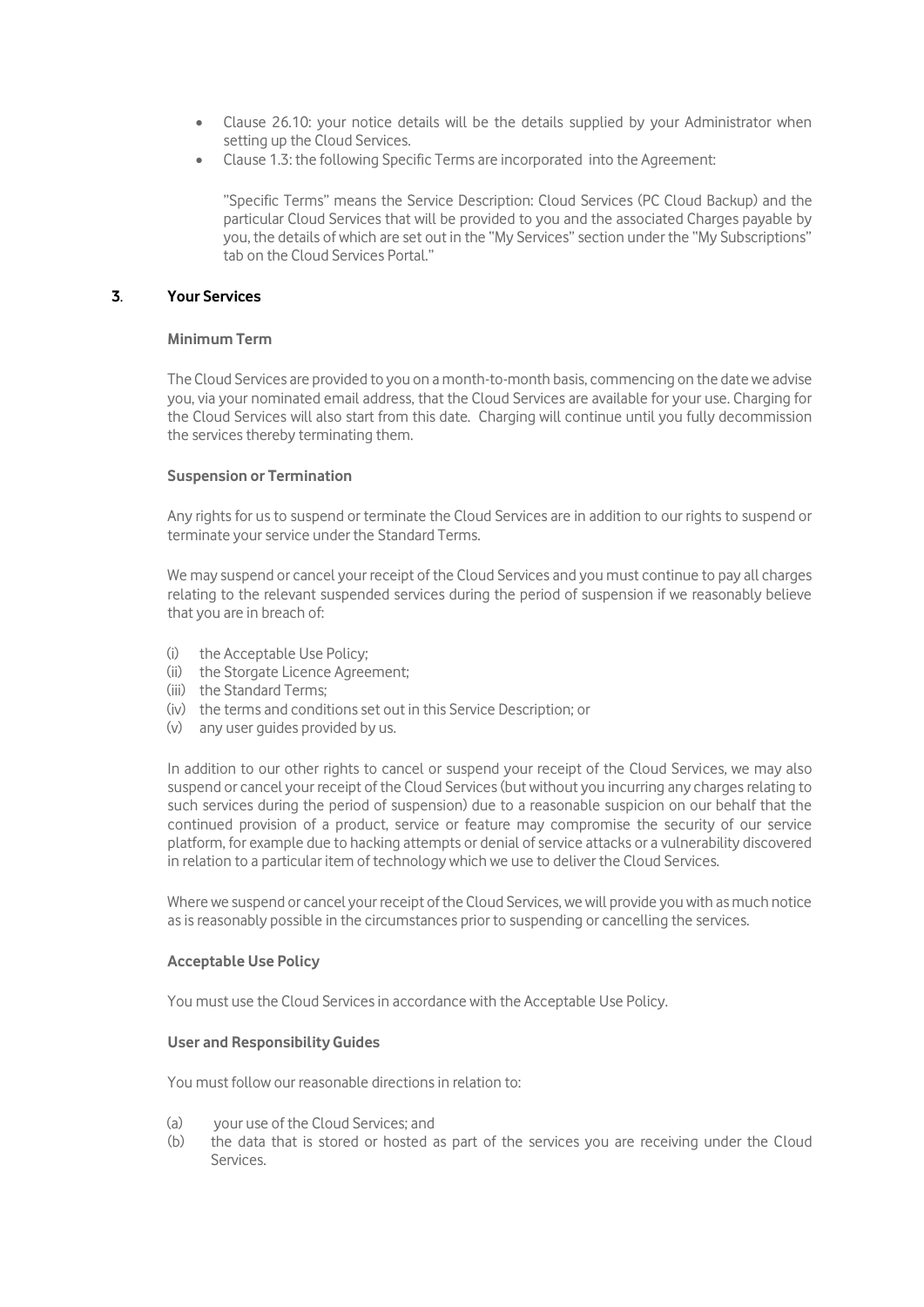- Clause 26.10: your notice details will be the details supplied by your Administrator when setting up the Cloud Services.
- Clause 1.3: the following Specific Terms are incorporated into the Agreement:

  "Specific Terms" means the Service Description: Cloud Services (PC Cloud Backup) and the particular Cloud Services that will be provided to you and the associated Charges payable by you, the details of which are set out in the "My Services" section under the "My Subscriptions" tab on the Cloud Services Portal."

## 3. Your Services

### Minimum Term

The Cloud Services are provided to you on a month-to-month basis, commencing on the date we advise you, via your nominated email address, that the Cloud Services are available for your use. Charging for the Cloud Services will also start from this date. Charging will continue until you fully decommission the services thereby terminating them.

### Suspension or Termination

Any rights for us to suspend or terminate the Cloud Services are in addition to our rights to suspend or terminate your service under the Standard Terms.

We may suspend or cancel your receipt of the Cloud Services and you must continue to pay all charges relating to the relevant suspended services during the period of suspension if we reasonably believe that you are in breach of:

(i) the Acceptable Use Policy;
(ii) the Storgate Licence Agreement;
(iii) the Standard Terms;
(iv) the terms and conditions set out in this Service Description; or
(v) any user guides provided by us.

In addition to our other rights to cancel or suspend your receipt of the Cloud Services, we may also suspend or cancel your receipt of the Cloud Services (but without you incurring any charges relating to such services during the period of suspension) due to a reasonable suspicion on our behalf that the continued provision of a product, service or feature may compromise the security of our service platform, for example due to hacking attempts or denial of service attacks or a vulnerability discovered in relation to a particular item of technology which we use to deliver the Cloud Services.

Where we suspend or cancel your receipt of the Cloud Services, we will provide you with as much notice as is reasonably possible in the circumstances prior to suspending or cancelling the services.

### Acceptable Use Policy

You must use the Cloud Services in accordance with the Acceptable Use Policy.

### User and Responsibility Guides

You must follow our reasonable directions in relation to:

(a) your use of the Cloud Services; and
(b) the data that is stored or hosted as part of the services you are receiving under the Cloud Services.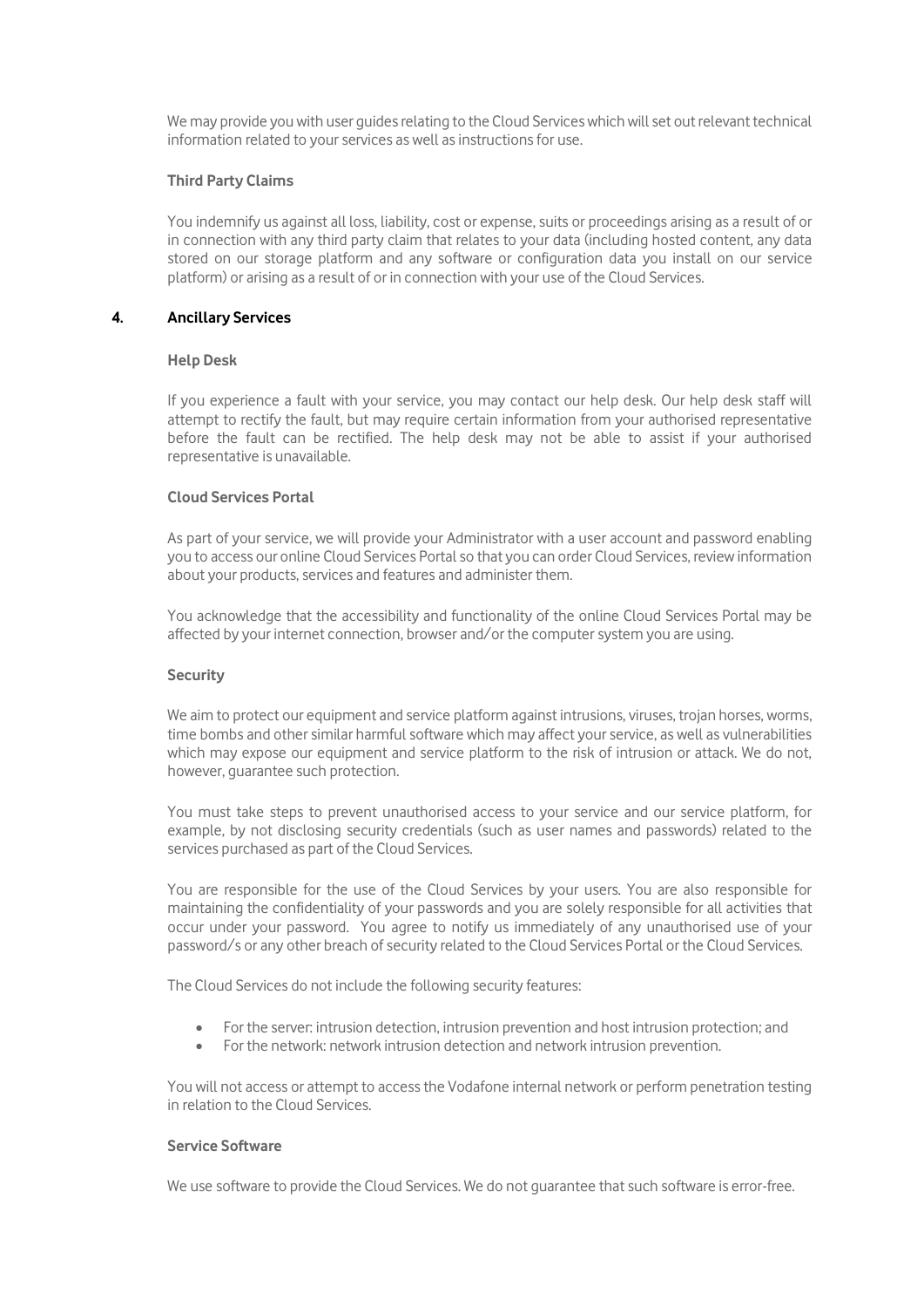We may provide you with user guides relating to the Cloud Services which will set out relevant technical information related to your services as well as instructions for use.

**Third Party Claims**

You indemnify us against all loss, liability, cost or expense, suits or proceedings arising as a result of or in connection with any third party claim that relates to your data (including hosted content, any data stored on our storage platform and any software or configuration data you install on our service platform) or arising as a result of or in connection with your use of the Cloud Services.

## 4. Ancillary Services

**Help Desk**

If you experience a fault with your service, you may contact our help desk. Our help desk staff will attempt to rectify the fault, but may require certain information from your authorised representative before the fault can be rectified. The help desk may not be able to assist if your authorised representative is unavailable.

**Cloud Services Portal**

As part of your service, we will provide your Administrator with a user account and password enabling you to access our online Cloud Services Portal so that you can order Cloud Services, review information about your products, services and features and administer them.

You acknowledge that the accessibility and functionality of the online Cloud Services Portal may be affected by your internet connection, browser and/or the computer system you are using.

**Security**

We aim to protect our equipment and service platform against intrusions, viruses, trojan horses, worms, time bombs and other similar harmful software which may affect your service, as well as vulnerabilities which may expose our equipment and service platform to the risk of intrusion or attack. We do not, however, guarantee such protection.

You must take steps to prevent unauthorised access to your service and our service platform, for example, by not disclosing security credentials (such as user names and passwords) related to the services purchased as part of the Cloud Services.

You are responsible for the use of the Cloud Services by your users. You are also responsible for maintaining the confidentiality of your passwords and you are solely responsible for all activities that occur under your password. You agree to notify us immediately of any unauthorised use of your password/s or any other breach of security related to the Cloud Services Portal or the Cloud Services.

The Cloud Services do not include the following security features:

- For the server: intrusion detection, intrusion prevention and host intrusion protection; and
- For the network: network intrusion detection and network intrusion prevention.

You will not access or attempt to access the Vodafone internal network or perform penetration testing in relation to the Cloud Services.

**Service Software**

We use software to provide the Cloud Services. We do not guarantee that such software is error-free.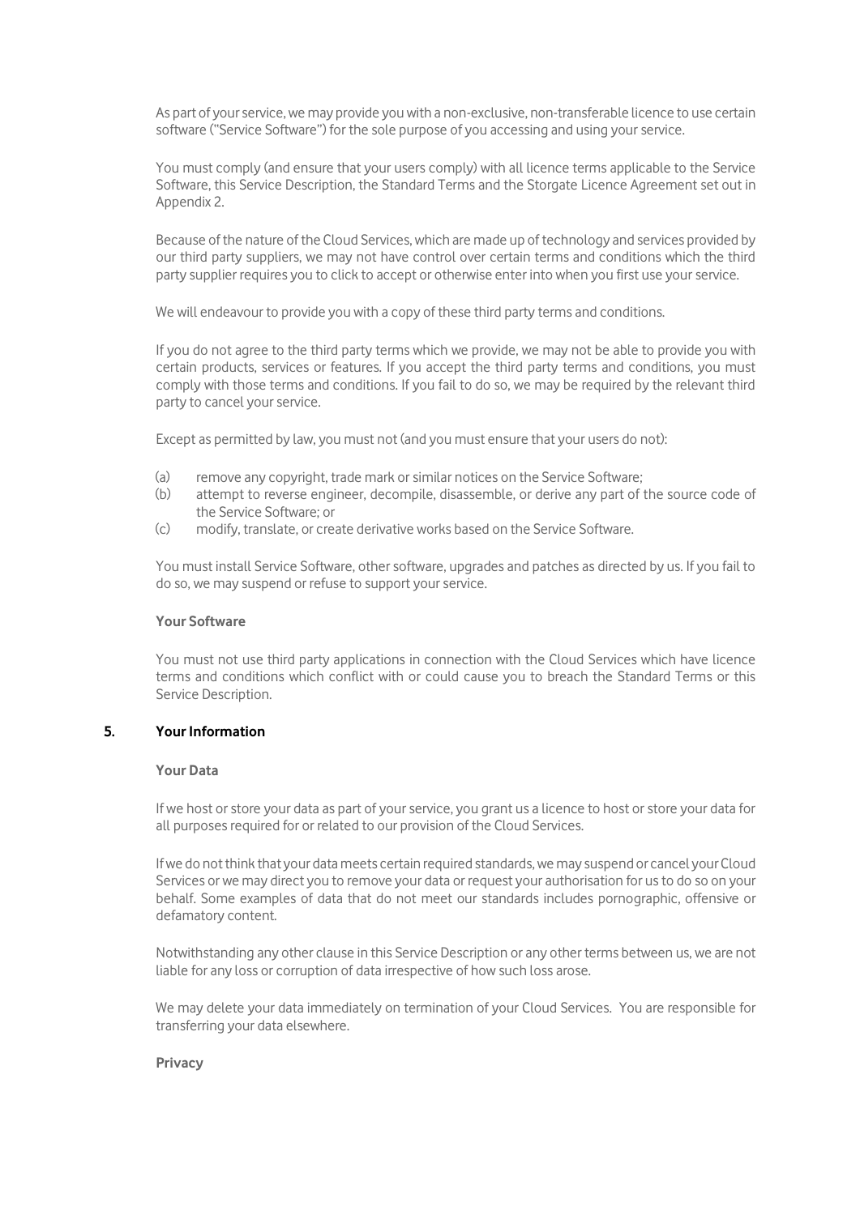As part of your service, we may provide you with a non-exclusive, non-transferable licence to use certain software ("Service Software") for the sole purpose of you accessing and using your service.

You must comply (and ensure that your users comply) with all licence terms applicable to the Service Software, this Service Description, the Standard Terms and the Storgate Licence Agreement set out in Appendix 2.

Because of the nature of the Cloud Services, which are made up of technology and services provided by our third party suppliers, we may not have control over certain terms and conditions which the third party supplier requires you to click to accept or otherwise enter into when you first use your service.

We will endeavour to provide you with a copy of these third party terms and conditions.

If you do not agree to the third party terms which we provide, we may not be able to provide you with certain products, services or features. If you accept the third party terms and conditions, you must comply with those terms and conditions. If you fail to do so, we may be required by the relevant third party to cancel your service.

Except as permitted by law, you must not (and you must ensure that your users do not):

(a) remove any copyright, trade mark or similar notices on the Service Software;
(b) attempt to reverse engineer, decompile, disassemble, or derive any part of the source code of the Service Software; or
(c) modify, translate, or create derivative works based on the Service Software.

You must install Service Software, other software, upgrades and patches as directed by us. If you fail to do so, we may suspend or refuse to support your service.

**Your Software**

You must not use third party applications in connection with the Cloud Services which have licence terms and conditions which conflict with or could cause you to breach the Standard Terms or this Service Description.

## 5. Your Information

**Your Data**

If we host or store your data as part of your service, you grant us a licence to host or store your data for all purposes required for or related to our provision of the Cloud Services.

If we do not think that your data meets certain required standards, we may suspend or cancel your Cloud Services or we may direct you to remove your data or request your authorisation for us to do so on your behalf. Some examples of data that do not meet our standards includes pornographic, offensive or defamatory content.

Notwithstanding any other clause in this Service Description or any other terms between us, we are not liable for any loss or corruption of data irrespective of how such loss arose.

We may delete your data immediately on termination of your Cloud Services. You are responsible for transferring your data elsewhere.

**Privacy**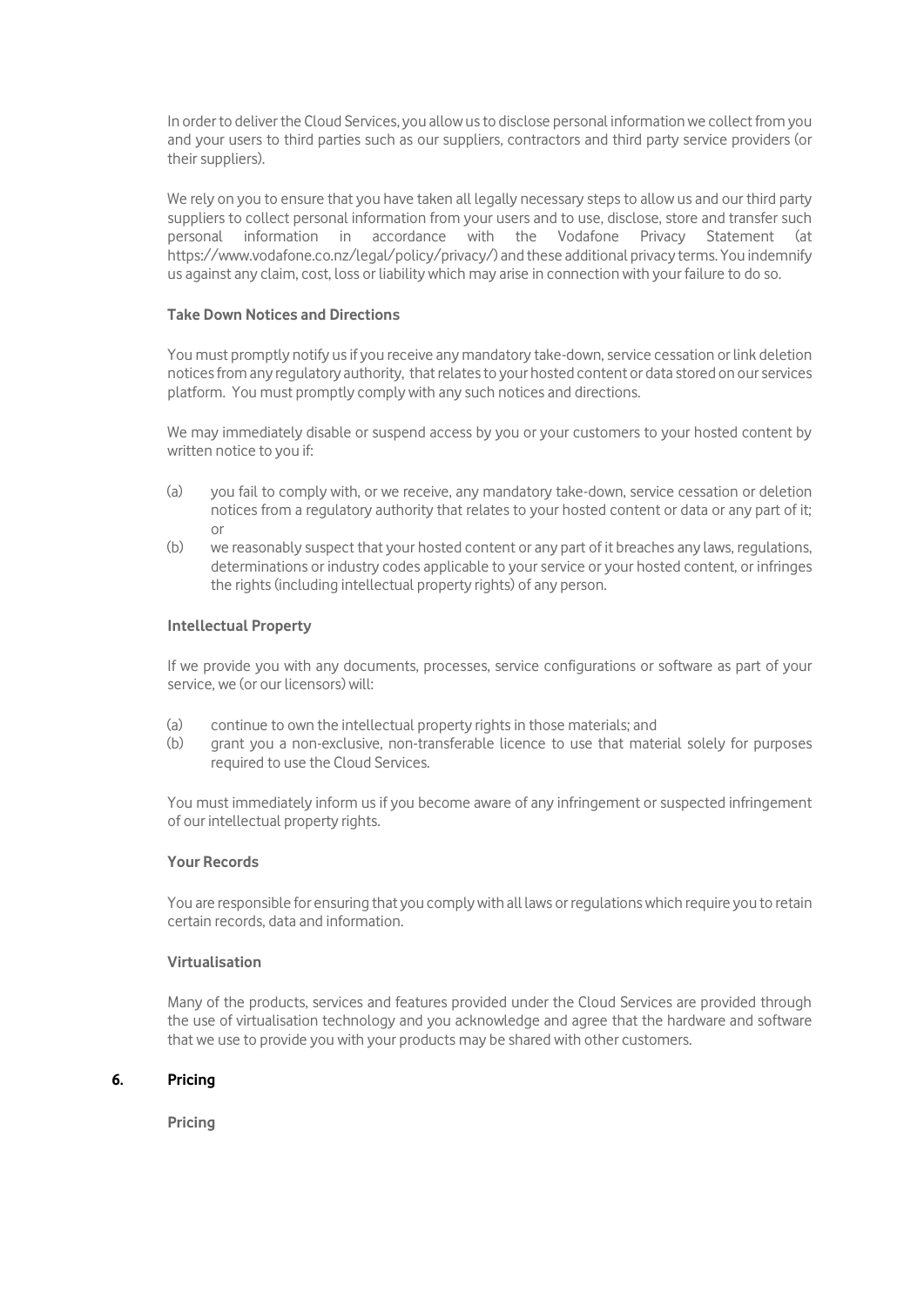In order to deliver the Cloud Services, you allow us to disclose personal information we collect from you and your users to third parties such as our suppliers, contractors and third party service providers (or their suppliers).

We rely on you to ensure that you have taken all legally necessary steps to allow us and our third party suppliers to collect personal information from your users and to use, disclose, store and transfer such personal information in accordance with the Vodafone Privacy Statement (at https://www.vodafone.co.nz/legal/policy/privacy/) and these additional privacy terms. You indemnify us against any claim, cost, loss or liability which may arise in connection with your failure to do so.

**Take Down Notices and Directions**

You must promptly notify us if you receive any mandatory take-down, service cessation or link deletion notices from any regulatory authority, that relates to your hosted content or data stored on our services platform. You must promptly comply with any such notices and directions.

We may immediately disable or suspend access by you or your customers to your hosted content by written notice to you if:

(a) you fail to comply with, or we receive, any mandatory take-down, service cessation or deletion notices from a regulatory authority that relates to your hosted content or data or any part of it; or

(b) we reasonably suspect that your hosted content or any part of it breaches any laws, regulations, determinations or industry codes applicable to your service or your hosted content, or infringes the rights (including intellectual property rights) of any person.

**Intellectual Property**

If we provide you with any documents, processes, service configurations or software as part of your service, we (or our licensors) will:

(a) continue to own the intellectual property rights in those materials; and

(b) grant you a non-exclusive, non-transferable licence to use that material solely for purposes required to use the Cloud Services.

You must immediately inform us if you become aware of any infringement or suspected infringement of our intellectual property rights.

**Your Records**

You are responsible for ensuring that you comply with all laws or regulations which require you to retain certain records, data and information.

**Virtualisation**

Many of the products, services and features provided under the Cloud Services are provided through the use of virtualisation technology and you acknowledge and agree that the hardware and software that we use to provide you with your products may be shared with other customers.

## 6. Pricing

**Pricing**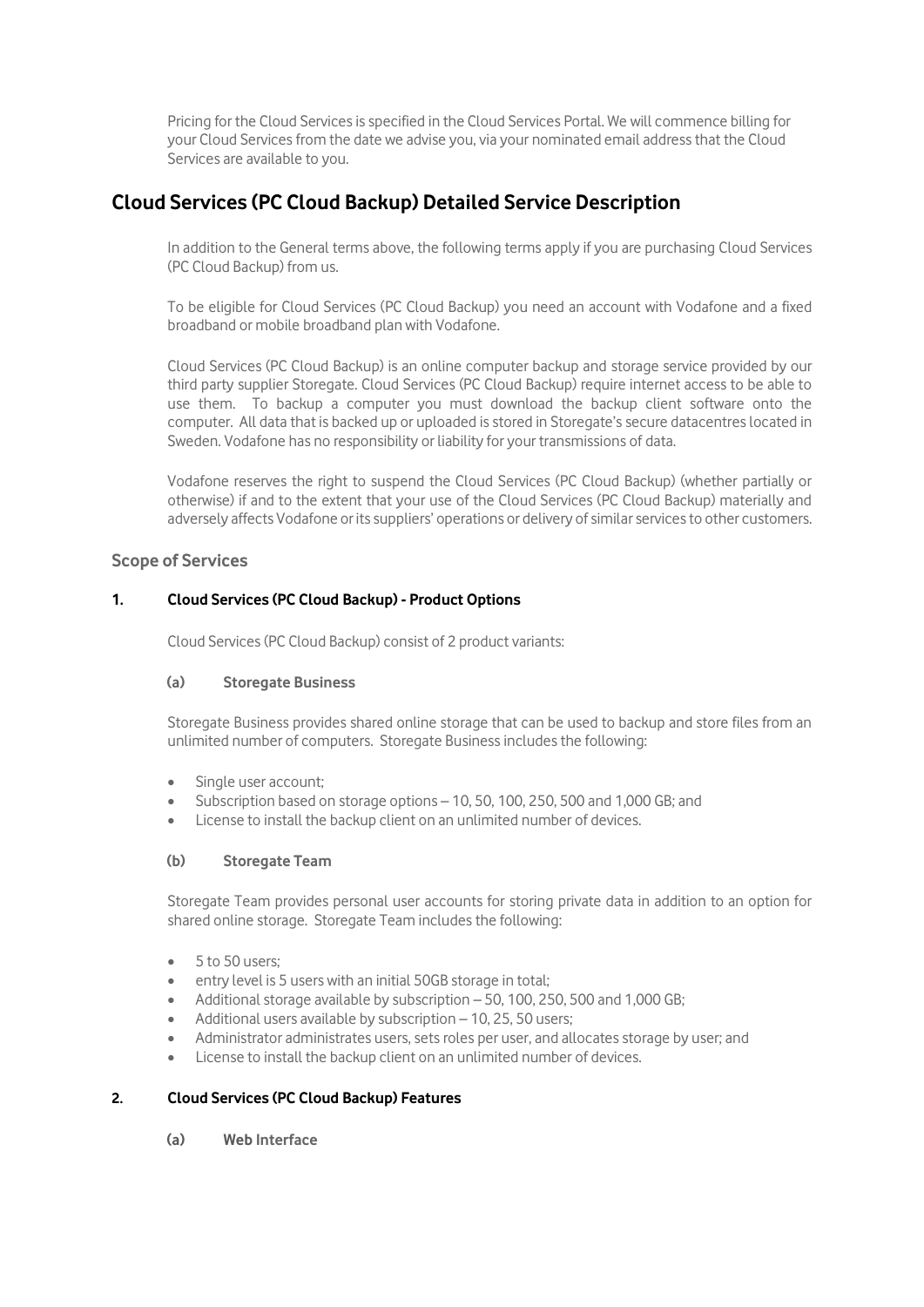Pricing for the Cloud Services is specified in the Cloud Services Portal. We will commence billing for your Cloud Services from the date we advise you, via your nominated email address that the Cloud Services are available to you.

## Cloud Services (PC Cloud Backup) Detailed Service Description

In addition to the General terms above, the following terms apply if you are purchasing Cloud Services (PC Cloud Backup) from us.

To be eligible for Cloud Services (PC Cloud Backup) you need an account with Vodafone and a fixed broadband or mobile broadband plan with Vodafone.

Cloud Services (PC Cloud Backup) is an online computer backup and storage service provided by our third party supplier Storegate. Cloud Services (PC Cloud Backup) require internet access to be able to use them. To backup a computer you must download the backup client software onto the computer. All data that is backed up or uploaded is stored in Storegate's secure datacentres located in Sweden. Vodafone has no responsibility or liability for your transmissions of data.

Vodafone reserves the right to suspend the Cloud Services (PC Cloud Backup) (whether partially or otherwise) if and to the extent that your use of the Cloud Services (PC Cloud Backup) materially and adversely affects Vodafone or its suppliers' operations or delivery of similar services to other customers.

### Scope of Services

#### 1. Cloud Services (PC Cloud Backup) - Product Options

Cloud Services (PC Cloud Backup) consist of 2 product variants:

**(a) Storegate Business**

Storegate Business provides shared online storage that can be used to backup and store files from an unlimited number of computers. Storegate Business includes the following:

- Single user account;
- Subscription based on storage options – 10, 50, 100, 250, 500 and 1,000 GB; and
- License to install the backup client on an unlimited number of devices.

**(b) Storegate Team**

Storegate Team provides personal user accounts for storing private data in addition to an option for shared online storage. Storegate Team includes the following:

- 5 to 50 users;
- entry level is 5 users with an initial 50GB storage in total;
- Additional storage available by subscription – 50, 100, 250, 500 and 1,000 GB;
- Additional users available by subscription – 10, 25, 50 users;
- Administrator administrates users, sets roles per user, and allocates storage by user; and
- License to install the backup client on an unlimited number of devices.

#### 2. Cloud Services (PC Cloud Backup) Features

**(a) Web Interface**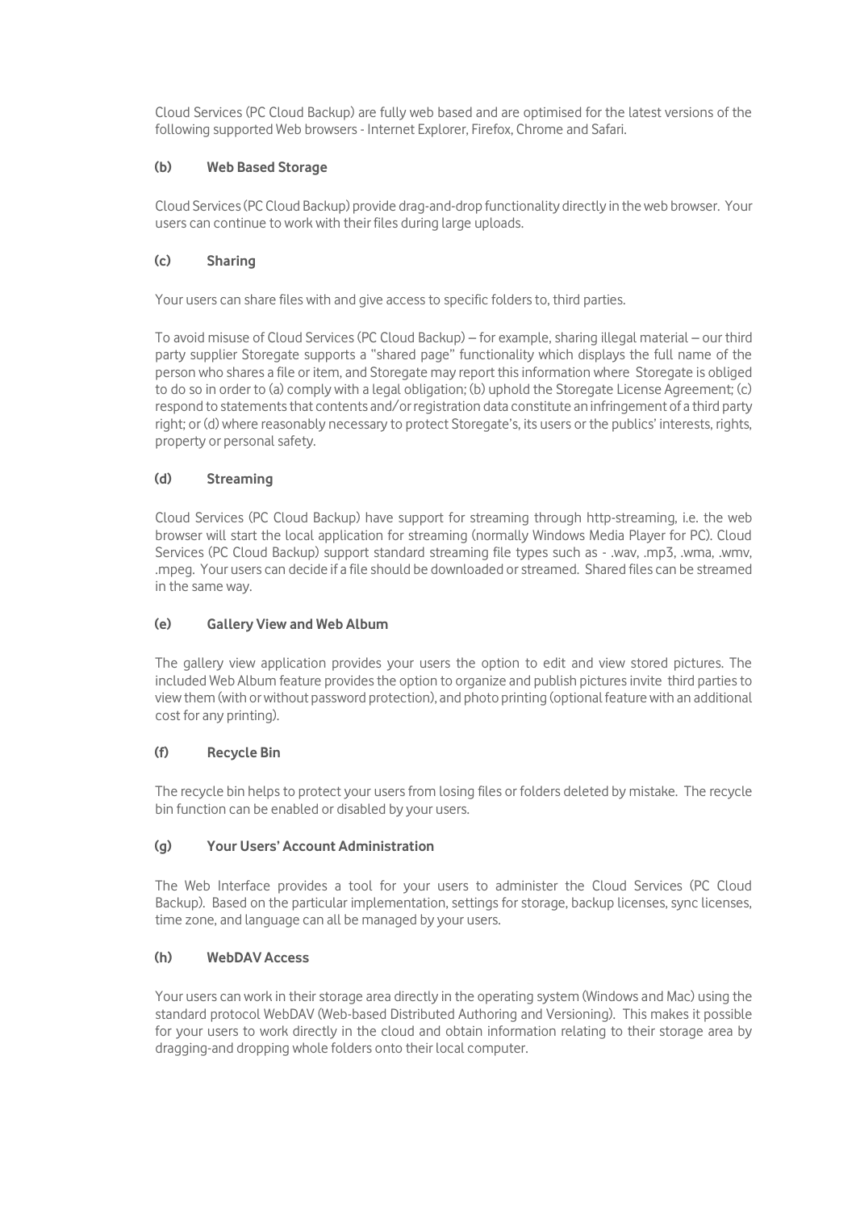Cloud Services (PC Cloud Backup) are fully web based and are optimised for the latest versions of the following supported Web browsers - Internet Explorer, Firefox, Chrome and Safari.

#### (b) Web Based Storage

Cloud Services (PC Cloud Backup) provide drag-and-drop functionality directly in the web browser. Your users can continue to work with their files during large uploads.

#### (c) Sharing

Your users can share files with and give access to specific folders to, third parties.

To avoid misuse of Cloud Services (PC Cloud Backup) – for example, sharing illegal material – our third party supplier Storegate supports a "shared page" functionality which displays the full name of the person who shares a file or item, and Storegate may report this information where Storegate is obliged to do so in order to (a) comply with a legal obligation; (b) uphold the Storegate License Agreement; (c) respond to statements that contents and/or registration data constitute an infringement of a third party right; or (d) where reasonably necessary to protect Storegate's, its users or the publics' interests, rights, property or personal safety.

#### (d) Streaming

Cloud Services (PC Cloud Backup) have support for streaming through http-streaming, i.e. the web browser will start the local application for streaming (normally Windows Media Player for PC). Cloud Services (PC Cloud Backup) support standard streaming file types such as - .wav, .mp3, .wma, .wmv, .mpeg. Your users can decide if a file should be downloaded or streamed. Shared files can be streamed in the same way.

#### (e) Gallery View and Web Album

The gallery view application provides your users the option to edit and view stored pictures. The included Web Album feature provides the option to organize and publish pictures invite third parties to view them (with or without password protection), and photo printing (optional feature with an additional cost for any printing).

#### (f) Recycle Bin

The recycle bin helps to protect your users from losing files or folders deleted by mistake. The recycle bin function can be enabled or disabled by your users.

#### (g) Your Users' Account Administration

The Web Interface provides a tool for your users to administer the Cloud Services (PC Cloud Backup). Based on the particular implementation, settings for storage, backup licenses, sync licenses, time zone, and language can all be managed by your users.

#### (h) WebDAV Access

Your users can work in their storage area directly in the operating system (Windows and Mac) using the standard protocol WebDAV (Web-based Distributed Authoring and Versioning). This makes it possible for your users to work directly in the cloud and obtain information relating to their storage area by dragging-and dropping whole folders onto their local computer.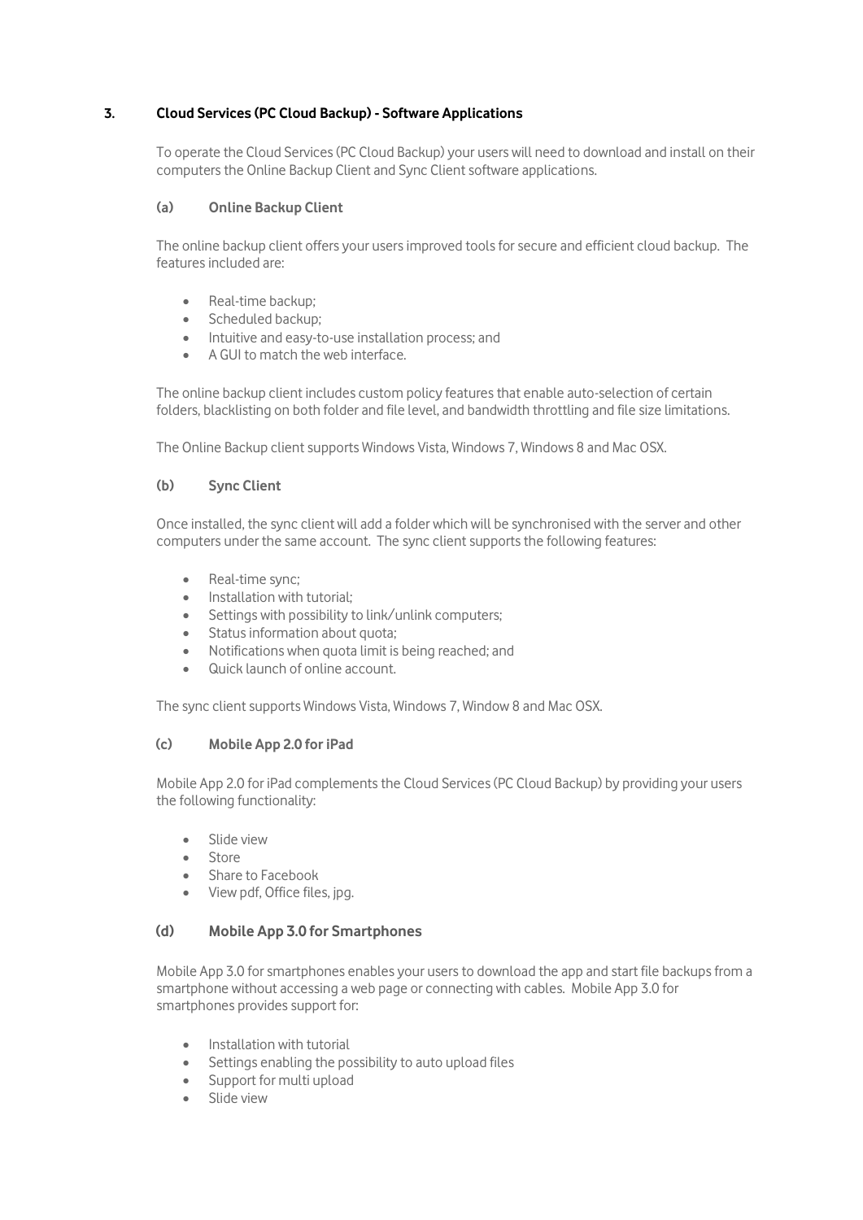## 3. Cloud Services (PC Cloud Backup) - Software Applications

To operate the Cloud Services (PC Cloud Backup) your users will need to download and install on their computers the Online Backup Client and Sync Client software applications.

### (a) Online Backup Client

The online backup client offers your users improved tools for secure and efficient cloud backup. The features included are:

- Real-time backup;
- Scheduled backup;
- Intuitive and easy-to-use installation process; and
- A GUI to match the web interface.

The online backup client includes custom policy features that enable auto-selection of certain folders, blacklisting on both folder and file level, and bandwidth throttling and file size limitations.

The Online Backup client supports Windows Vista, Windows 7, Windows 8 and Mac OSX.

### (b) Sync Client

Once installed, the sync client will add a folder which will be synchronised with the server and other computers under the same account. The sync client supports the following features:

- Real-time sync;
- Installation with tutorial;
- Settings with possibility to link/unlink computers;
- Status information about quota;
- Notifications when quota limit is being reached; and
- Quick launch of online account.

The sync client supports Windows Vista, Windows 7, Window 8 and Mac OSX.

### (c) Mobile App 2.0 for iPad

Mobile App 2.0 for iPad complements the Cloud Services (PC Cloud Backup) by providing your users the following functionality:

- Slide view
- Store
- Share to Facebook
- View pdf, Office files, jpg.

### (d) Mobile App 3.0 for Smartphones

Mobile App 3.0 for smartphones enables your users to download the app and start file backups from a smartphone without accessing a web page or connecting with cables. Mobile App 3.0 for smartphones provides support for:

- Installation with tutorial
- Settings enabling the possibility to auto upload files
- Support for multi upload
- Slide view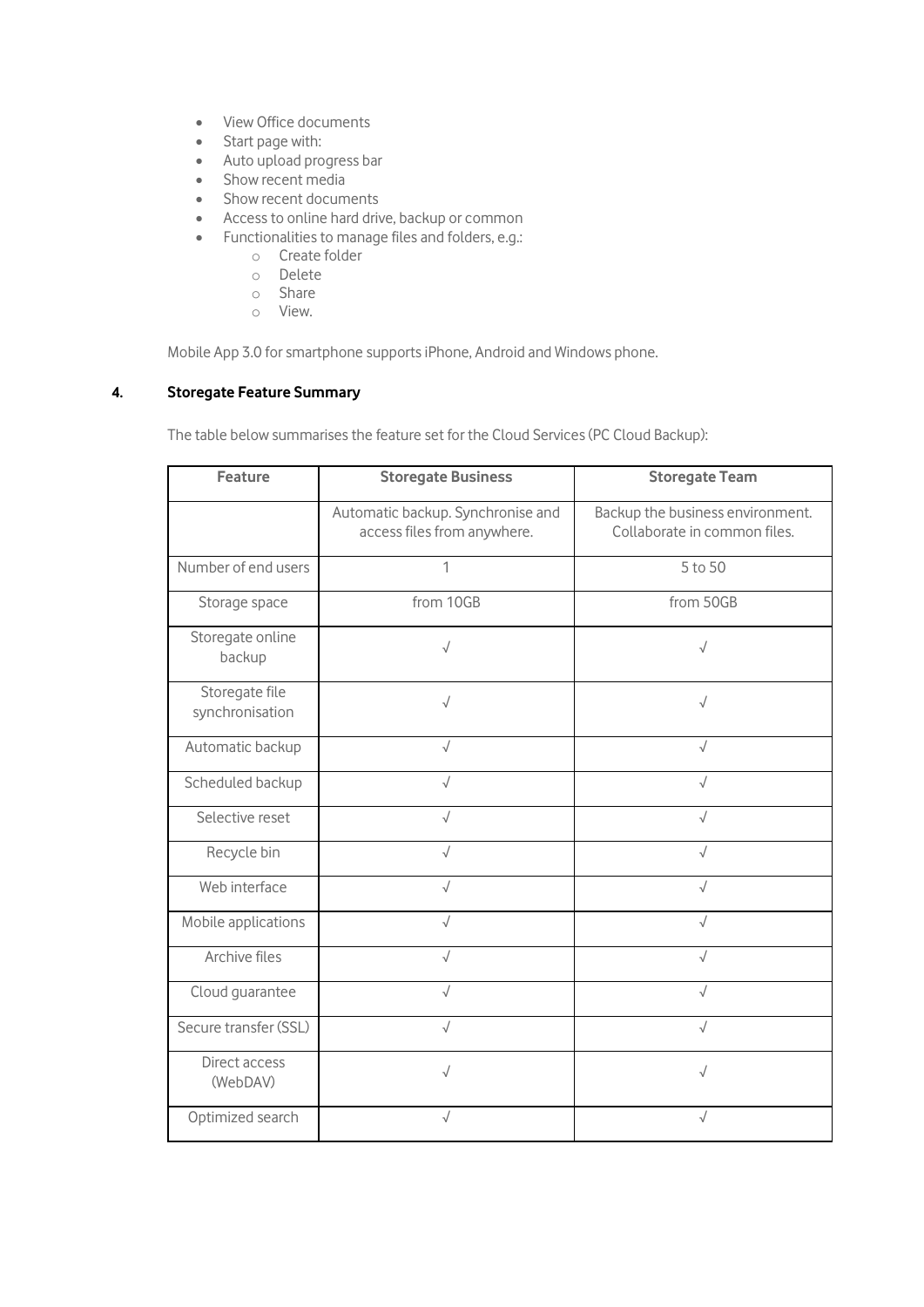- View Office documents
- Start page with:
- Auto upload progress bar
- Show recent media
- Show recent documents
- Access to online hard drive, backup or common
- Functionalities to manage files and folders, e.g.:
    - Create folder
    - Delete
    - Share
    - View.

Mobile App 3.0 for smartphone supports iPhone, Android and Windows phone.

## 4. Storegate Feature Summary

The table below summarises the feature set for the Cloud Services (PC Cloud Backup):

| Feature | Storegate Business | Storegate Team |
|---|---|---|
| | Automatic backup. Synchronise and access files from anywhere. | Backup the business environment. Collaborate in common files. |
| Number of end users | 1 | 5 to 50 |
| Storage space | from 10GB | from 50GB |
| Storegate online backup | √ | √ |
| Storegate file synchronisation | √ | √ |
| Automatic backup | √ | √ |
| Scheduled backup | √ | √ |
| Selective reset | √ | √ |
| Recycle bin | √ | √ |
| Web interface | √ | √ |
| Mobile applications | √ | √ |
| Archive files | √ | √ |
| Cloud guarantee | √ | √ |
| Secure transfer (SSL) | √ | √ |
| Direct access (WebDAV) | √ | √ |
| Optimized search | √ | √ |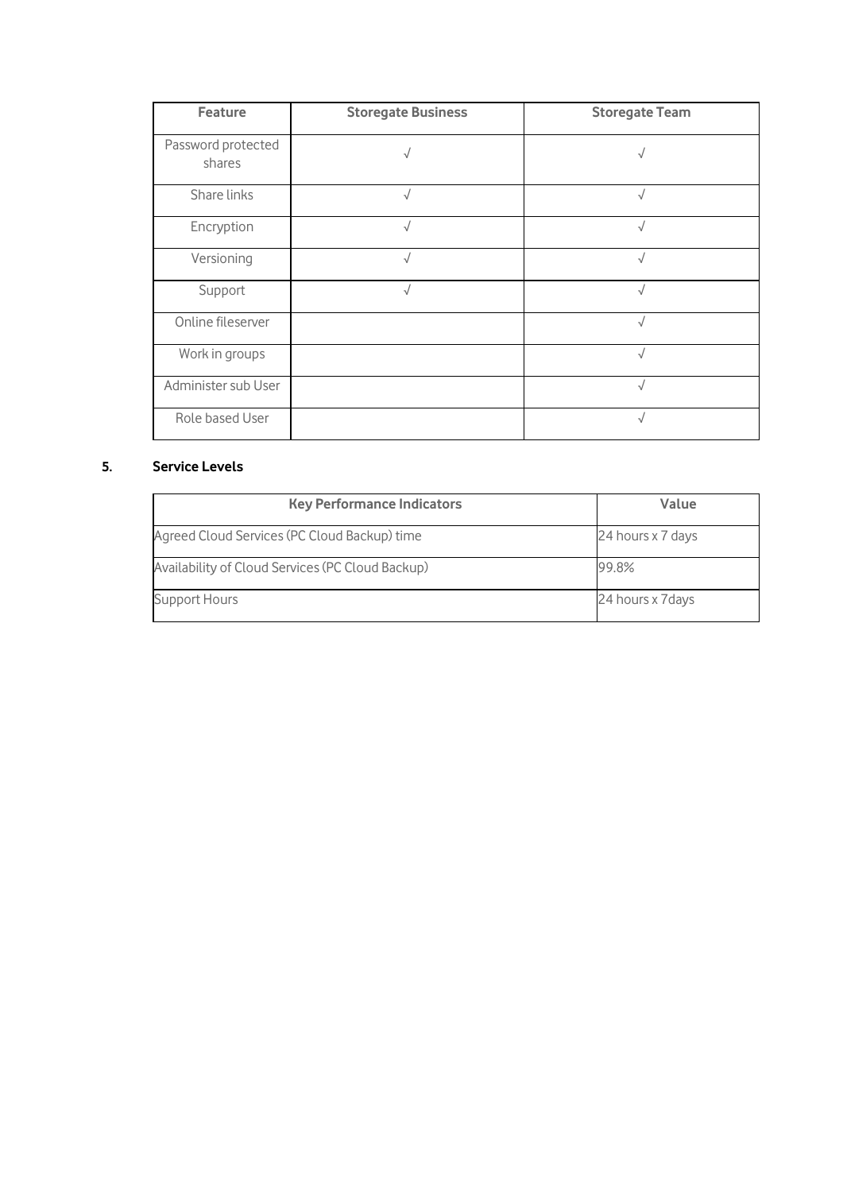| Feature | Storegate Business | Storegate Team |
| --- | --- | --- |
| Password protected shares | √ | √ |
| Share links | √ | √ |
| Encryption | √ | √ |
| Versioning | √ | √ |
| Support | √ | √ |
| Online fileserver | | √ |
| Work in groups | | √ |
| Administer sub User | | √ |
| Role based User | | √ |

## 5. Service Levels

| Key Performance Indicators | Value |
| --- | --- |
| Agreed Cloud Services (PC Cloud Backup) time | 24 hours x 7 days |
| Availability of Cloud Services (PC Cloud Backup) | 99.8% |
| Support Hours | 24 hours x 7days |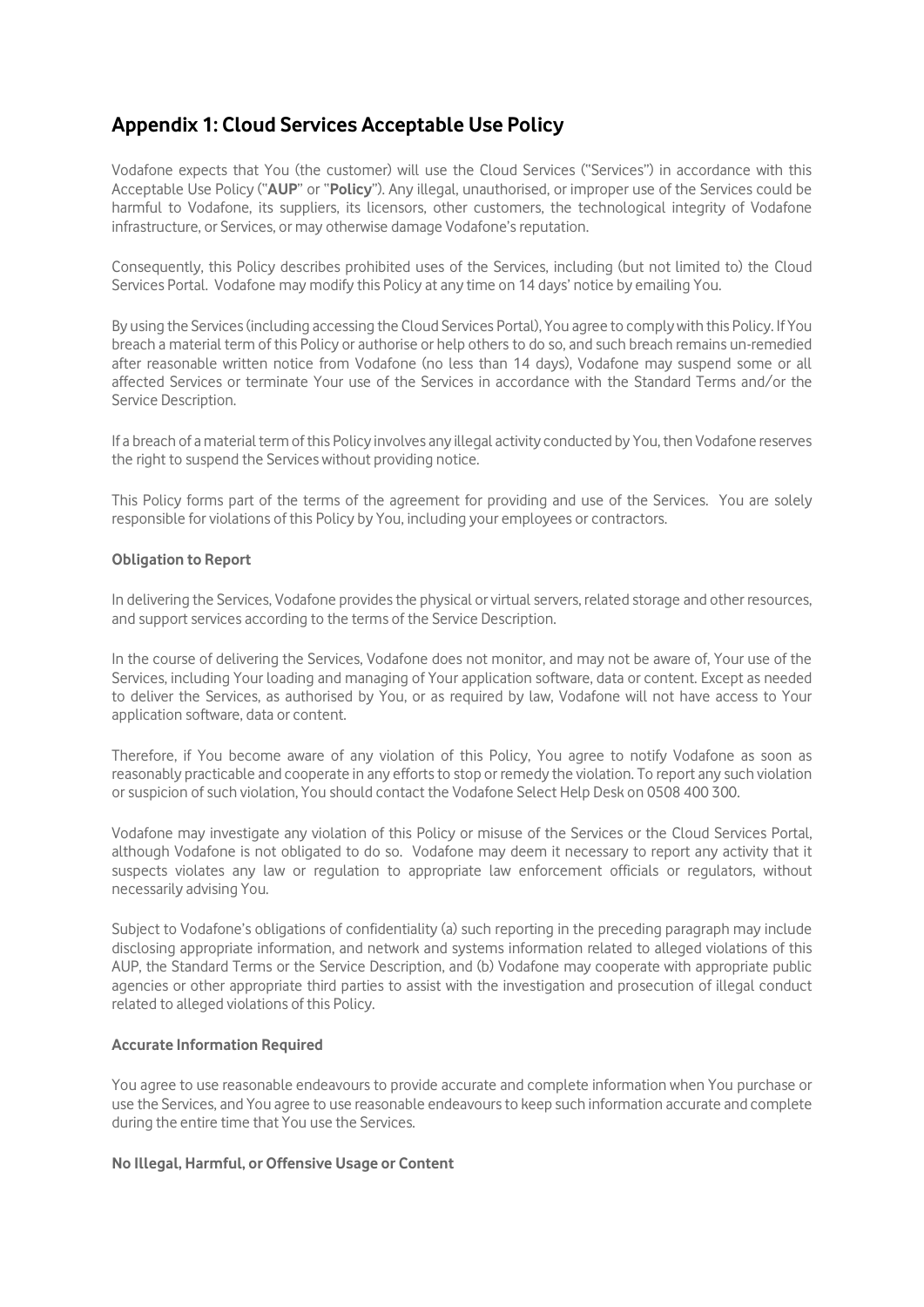## Appendix 1: Cloud Services Acceptable Use Policy

Vodafone expects that You (the customer) will use the Cloud Services ("Services") in accordance with this Acceptable Use Policy ("**AUP**" or "**Policy**"). Any illegal, unauthorised, or improper use of the Services could be harmful to Vodafone, its suppliers, its licensors, other customers, the technological integrity of Vodafone infrastructure, or Services, or may otherwise damage Vodafone's reputation.

Consequently, this Policy describes prohibited uses of the Services, including (but not limited to) the Cloud Services Portal. Vodafone may modify this Policy at any time on 14 days' notice by emailing You.

By using the Services (including accessing the Cloud Services Portal), You agree to comply with this Policy. If You breach a material term of this Policy or authorise or help others to do so, and such breach remains un-remedied after reasonable written notice from Vodafone (no less than 14 days), Vodafone may suspend some or all affected Services or terminate Your use of the Services in accordance with the Standard Terms and/or the Service Description.

If a breach of a material term of this Policy involves any illegal activity conducted by You, then Vodafone reserves the right to suspend the Services without providing notice.

This Policy forms part of the terms of the agreement for providing and use of the Services. You are solely responsible for violations of this Policy by You, including your employees or contractors.

**Obligation to Report**

In delivering the Services, Vodafone provides the physical or virtual servers, related storage and other resources, and support services according to the terms of the Service Description.

In the course of delivering the Services, Vodafone does not monitor, and may not be aware of, Your use of the Services, including Your loading and managing of Your application software, data or content. Except as needed to deliver the Services, as authorised by You, or as required by law, Vodafone will not have access to Your application software, data or content.

Therefore, if You become aware of any violation of this Policy, You agree to notify Vodafone as soon as reasonably practicable and cooperate in any efforts to stop or remedy the violation. To report any such violation or suspicion of such violation, You should contact the Vodafone Select Help Desk on 0508 400 300.

Vodafone may investigate any violation of this Policy or misuse of the Services or the Cloud Services Portal, although Vodafone is not obligated to do so. Vodafone may deem it necessary to report any activity that it suspects violates any law or regulation to appropriate law enforcement officials or regulators, without necessarily advising You.

Subject to Vodafone's obligations of confidentiality (a) such reporting in the preceding paragraph may include disclosing appropriate information, and network and systems information related to alleged violations of this AUP, the Standard Terms or the Service Description, and (b) Vodafone may cooperate with appropriate public agencies or other appropriate third parties to assist with the investigation and prosecution of illegal conduct related to alleged violations of this Policy.

**Accurate Information Required**

You agree to use reasonable endeavours to provide accurate and complete information when You purchase or use the Services, and You agree to use reasonable endeavours to keep such information accurate and complete during the entire time that You use the Services.

**No Illegal, Harmful, or Offensive Usage or Content**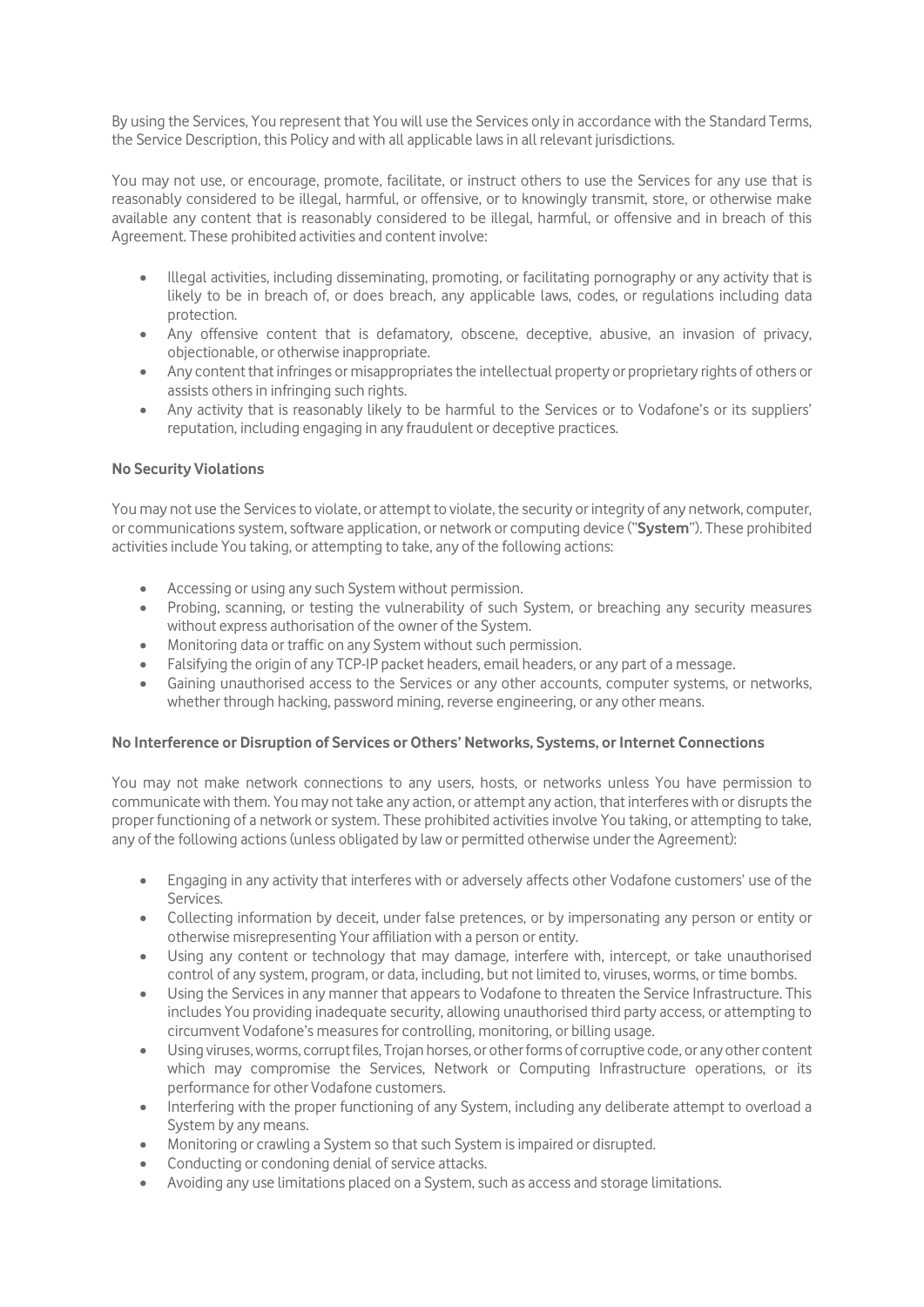By using the Services, You represent that You will use the Services only in accordance with the Standard Terms, the Service Description, this Policy and with all applicable laws in all relevant jurisdictions.

You may not use, or encourage, promote, facilitate, or instruct others to use the Services for any use that is reasonably considered to be illegal, harmful, or offensive, or to knowingly transmit, store, or otherwise make available any content that is reasonably considered to be illegal, harmful, or offensive and in breach of this Agreement. These prohibited activities and content involve:

- Illegal activities, including disseminating, promoting, or facilitating pornography or any activity that is likely to be in breach of, or does breach, any applicable laws, codes, or regulations including data protection.
- Any offensive content that is defamatory, obscene, deceptive, abusive, an invasion of privacy, objectionable, or otherwise inappropriate.
- Any content that infringes or misappropriates the intellectual property or proprietary rights of others or assists others in infringing such rights.
- Any activity that is reasonably likely to be harmful to the Services or to Vodafone's or its suppliers' reputation, including engaging in any fraudulent or deceptive practices.

**No Security Violations**

You may not use the Services to violate, or attempt to violate, the security or integrity of any network, computer, or communications system, software application, or network or computing device ("**System**"). These prohibited activities include You taking, or attempting to take, any of the following actions:

- Accessing or using any such System without permission.
- Probing, scanning, or testing the vulnerability of such System, or breaching any security measures without express authorisation of the owner of the System.
- Monitoring data or traffic on any System without such permission.
- Falsifying the origin of any TCP-IP packet headers, email headers, or any part of a message.
- Gaining unauthorised access to the Services or any other accounts, computer systems, or networks, whether through hacking, password mining, reverse engineering, or any other means.

**No Interference or Disruption of Services or Others' Networks, Systems, or Internet Connections**

You may not make network connections to any users, hosts, or networks unless You have permission to communicate with them. You may not take any action, or attempt any action, that interferes with or disrupts the proper functioning of a network or system. These prohibited activities involve You taking, or attempting to take, any of the following actions (unless obligated by law or permitted otherwise under the Agreement):

- Engaging in any activity that interferes with or adversely affects other Vodafone customers' use of the Services.
- Collecting information by deceit, under false pretences, or by impersonating any person or entity or otherwise misrepresenting Your affiliation with a person or entity.
- Using any content or technology that may damage, interfere with, intercept, or take unauthorised control of any system, program, or data, including, but not limited to, viruses, worms, or time bombs.
- Using the Services in any manner that appears to Vodafone to threaten the Service Infrastructure. This includes You providing inadequate security, allowing unauthorised third party access, or attempting to circumvent Vodafone's measures for controlling, monitoring, or billing usage.
- Using viruses, worms, corrupt files, Trojan horses, or other forms of corruptive code, or any other content which may compromise the Services, Network or Computing Infrastructure operations, or its performance for other Vodafone customers.
- Interfering with the proper functioning of any System, including any deliberate attempt to overload a System by any means.
- Monitoring or crawling a System so that such System is impaired or disrupted.
- Conducting or condoning denial of service attacks.
- Avoiding any use limitations placed on a System, such as access and storage limitations.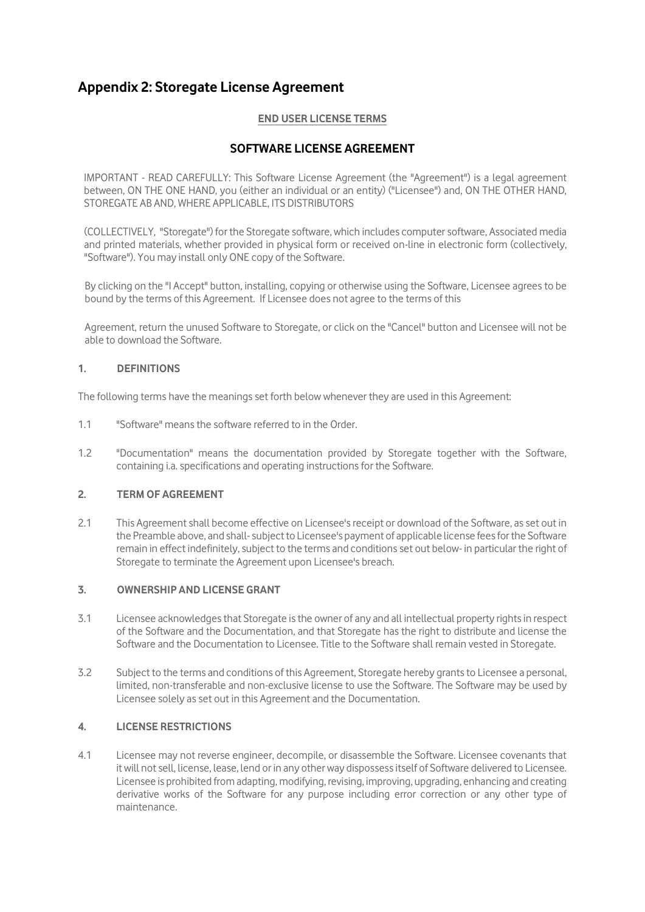# Appendix 2: Storegate License Agreement

**END USER LICENSE TERMS**

## SOFTWARE LICENSE AGREEMENT

IMPORTANT - READ CAREFULLY: This Software License Agreement (the "Agreement") is a legal agreement between, ON THE ONE HAND, you (either an individual or an entity) ("Licensee") and, ON THE OTHER HAND, STOREGATE AB AND, WHERE APPLICABLE, ITS DISTRIBUTORS

(COLLECTIVELY, "Storegate") for the Storegate software, which includes computer software, Associated media and printed materials, whether provided in physical form or received on-line in electronic form (collectively, "Software"). You may install only ONE copy of the Software.

By clicking on the "I Accept" button, installing, copying or otherwise using the Software, Licensee agrees to be bound by the terms of this Agreement. If Licensee does not agree to the terms of this

Agreement, return the unused Software to Storegate, or click on the "Cancel" button and Licensee will not be able to download the Software.

### 1. DEFINITIONS

The following terms have the meanings set forth below whenever they are used in this Agreement:

1.1 "Software" means the software referred to in the Order.

1.2 "Documentation" means the documentation provided by Storegate together with the Software, containing i.a. specifications and operating instructions for the Software.

### 2. TERM OF AGREEMENT

2.1 This Agreement shall become effective on Licensee's receipt or download of the Software, as set out in the Preamble above, and shall- subject to Licensee's payment of applicable license fees for the Software remain in effect indefinitely, subject to the terms and conditions set out below- in particular the right of Storegate to terminate the Agreement upon Licensee's breach.

### 3. OWNERSHIP AND LICENSE GRANT

3.1 Licensee acknowledges that Storegate is the owner of any and all intellectual property rights in respect of the Software and the Documentation, and that Storegate has the right to distribute and license the Software and the Documentation to Licensee. Title to the Software shall remain vested in Storegate.

3.2 Subject to the terms and conditions of this Agreement, Storegate hereby grants to Licensee a personal, limited, non-transferable and non-exclusive license to use the Software. The Software may be used by Licensee solely as set out in this Agreement and the Documentation.

### 4. LICENSE RESTRICTIONS

4.1 Licensee may not reverse engineer, decompile, or disassemble the Software. Licensee covenants that it will not sell, license, lease, lend or in any other way dispossess itself of Software delivered to Licensee. Licensee is prohibited from adapting, modifying, revising, improving, upgrading, enhancing and creating derivative works of the Software for any purpose including error correction or any other type of maintenance.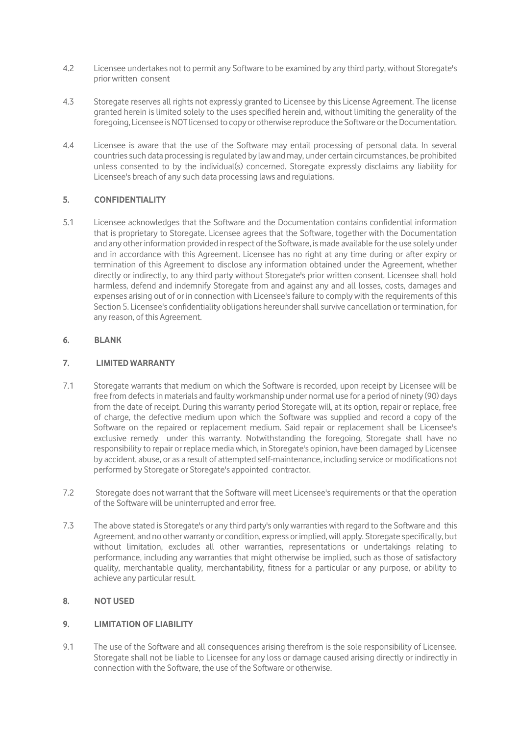4.2 Licensee undertakes not to permit any Software to be examined by any third party, without Storegate's prior written consent

4.3 Storegate reserves all rights not expressly granted to Licensee by this License Agreement. The license granted herein is limited solely to the uses specified herein and, without limiting the generality of the foregoing, Licensee is NOT licensed to copy or otherwise reproduce the Software or the Documentation.

4.4 Licensee is aware that the use of the Software may entail processing of personal data. In several countries such data processing is regulated by law and may, under certain circumstances, be prohibited unless consented to by the individual(s) concerned. Storegate expressly disclaims any liability for Licensee's breach of any such data processing laws and regulations.

## 5. CONFIDENTIALITY

5.1 Licensee acknowledges that the Software and the Documentation contains confidential information that is proprietary to Storegate. Licensee agrees that the Software, together with the Documentation and any other information provided in respect of the Software, is made available for the use solely under and in accordance with this Agreement. Licensee has no right at any time during or after expiry or termination of this Agreement to disclose any information obtained under the Agreement, whether directly or indirectly, to any third party without Storegate's prior written consent. Licensee shall hold harmless, defend and indemnify Storegate from and against any and all losses, costs, damages and expenses arising out of or in connection with Licensee's failure to comply with the requirements of this Section 5. Licensee's confidentiality obligations hereunder shall survive cancellation or termination, for any reason, of this Agreement.

## 6. BLANK

## 7. LIMITED WARRANTY

7.1 Storegate warrants that medium on which the Software is recorded, upon receipt by Licensee will be free from defects in materials and faulty workmanship under normal use for a period of ninety (90) days from the date of receipt. During this warranty period Storegate will, at its option, repair or replace, free of charge, the defective medium upon which the Software was supplied and record a copy of the Software on the repaired or replacement medium. Said repair or replacement shall be Licensee's exclusive remedy under this warranty. Notwithstanding the foregoing, Storegate shall have no responsibility to repair or replace media which, in Storegate's opinion, have been damaged by Licensee by accident, abuse, or as a result of attempted self-maintenance, including service or modifications not performed by Storegate or Storegate's appointed contractor.

7.2 Storegate does not warrant that the Software will meet Licensee's requirements or that the operation of the Software will be uninterrupted and error free.

7.3 The above stated is Storegate's or any third party's only warranties with regard to the Software and this Agreement, and no other warranty or condition, express or implied, will apply. Storegate specifically, but without limitation, excludes all other warranties, representations or undertakings relating to performance, including any warranties that might otherwise be implied, such as those of satisfactory quality, merchantable quality, merchantability, fitness for a particular or any purpose, or ability to achieve any particular result.

## 8. NOT USED

## 9. LIMITATION OF LIABILITY

9.1 The use of the Software and all consequences arising therefrom is the sole responsibility of Licensee. Storegate shall not be liable to Licensee for any loss or damage caused arising directly or indirectly in connection with the Software, the use of the Software or otherwise.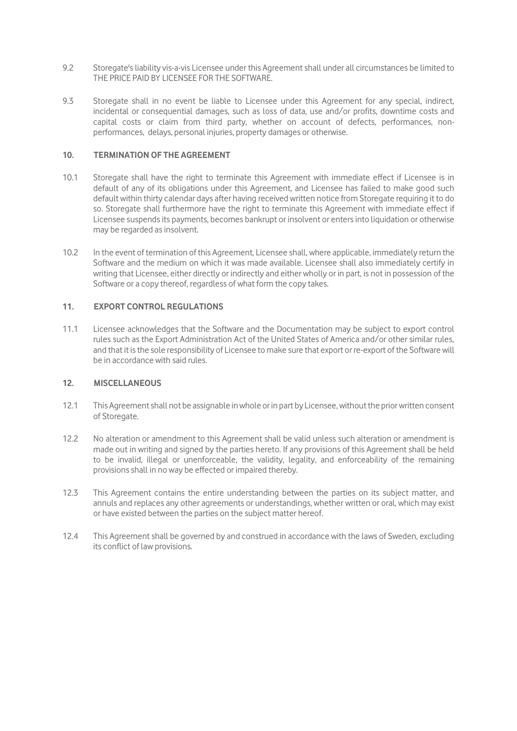9.2 Storegate's liability vis-a-vis Licensee under this Agreement shall under all circumstances be limited to THE PRICE PAID BY LICENSEE FOR THE SOFTWARE.

9.3 Storegate shall in no event be liable to Licensee under this Agreement for any special, indirect, incidental or consequential damages, such as loss of data, use and/or profits, downtime costs and capital costs or claim from third party, whether on account of defects, performances, non-performances, delays, personal injuries, property damages or otherwise.

## 10. TERMINATION OF THE AGREEMENT

10.1 Storegate shall have the right to terminate this Agreement with immediate effect if Licensee is in default of any of its obligations under this Agreement, and Licensee has failed to make good such default within thirty calendar days after having received written notice from Storegate requiring it to do so. Storegate shall furthermore have the right to terminate this Agreement with immediate effect if Licensee suspends its payments, becomes bankrupt or insolvent or enters into liquidation or otherwise may be regarded as insolvent.

10.2 In the event of termination of this Agreement, Licensee shall, where applicable, immediately return the Software and the medium on which it was made available. Licensee shall also immediately certify in writing that Licensee, either directly or indirectly and either wholly or in part, is not in possession of the Software or a copy thereof, regardless of what form the copy takes.

## 11. EXPORT CONTROL REGULATIONS

11.1 Licensee acknowledges that the Software and the Documentation may be subject to export control rules such as the Export Administration Act of the United States of America and/or other similar rules, and that it is the sole responsibility of Licensee to make sure that export or re-export of the Software will be in accordance with said rules.

## 12. MISCELLANEOUS

12.1 This Agreement shall not be assignable in whole or in part by Licensee, without the prior written consent of Storegate.

12.2 No alteration or amendment to this Agreement shall be valid unless such alteration or amendment is made out in writing and signed by the parties hereto. If any provisions of this Agreement shall be held to be invalid, illegal or unenforceable, the validity, legality, and enforceability of the remaining provisions shall in no way be effected or impaired thereby.

12.3 This Agreement contains the entire understanding between the parties on its subject matter, and annuls and replaces any other agreements or understandings, whether written or oral, which may exist or have existed between the parties on the subject matter hereof.

12.4 This Agreement shall be governed by and construed in accordance with the laws of Sweden, excluding its conflict of law provisions.